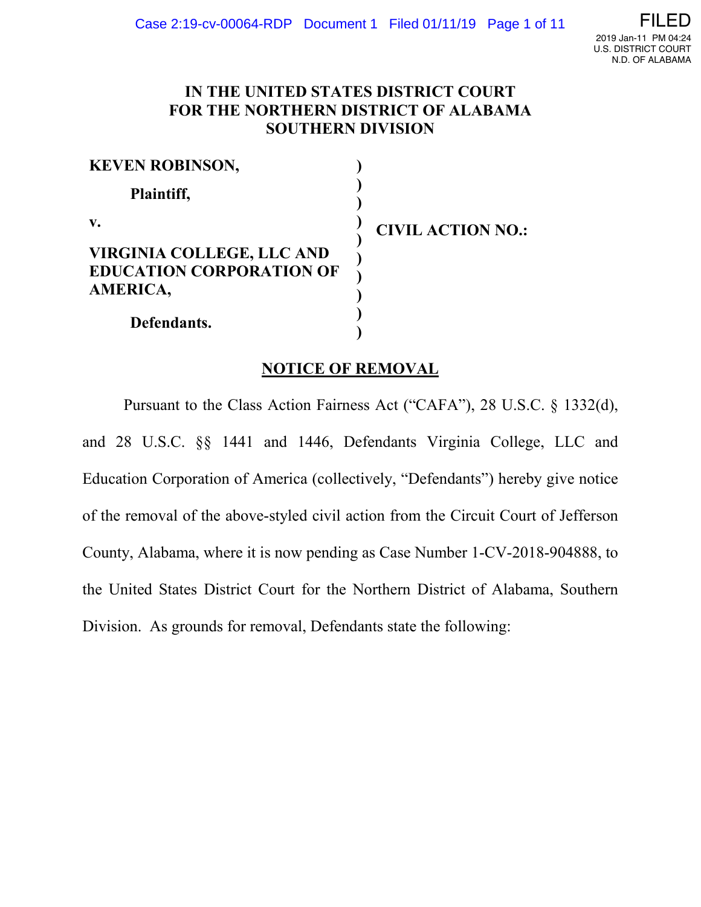# IN THE UNITED STATES DISTRICT COURT FOR THE NORTHERN DISTRICT OF ALABAMA SOUTHERN DIVISION

| | | |
|---|---|---|
| **KEVEN ROBINSON,** | ) | |
| **Plaintiff,** | ) | |
| **v.** | ) | **CIVIL ACTION NO.:** |
| **VIRGINIA COLLEGE, LLC AND EDUCATION CORPORATION OF AMERICA,** | ) | |
| **Defendants.** | ) | |

## NOTICE OF REMOVAL

Pursuant to the Class Action Fairness Act ("CAFA"), 28 U.S.C. § 1332(d), and 28 U.S.C. §§ 1441 and 1446, Defendants Virginia College, LLC and Education Corporation of America (collectively, "Defendants") hereby give notice of the removal of the above-styled civil action from the Circuit Court of Jefferson County, Alabama, where it is now pending as Case Number 1-CV-2018-904888, to the United States District Court for the Northern District of Alabama, Southern Division. As grounds for removal, Defendants state the following: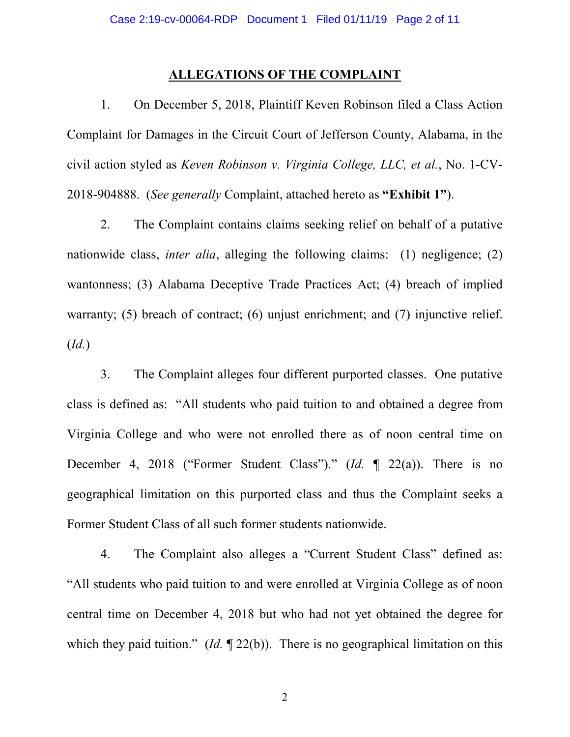## ALLEGATIONS OF THE COMPLAINT

1. On December 5, 2018, Plaintiff Keven Robinson filed a Class Action Complaint for Damages in the Circuit Court of Jefferson County, Alabama, in the civil action styled as *Keven Robinson v. Virginia College, LLC, et al.*, No. 1-CV-2018-904888. (*See generally* Complaint, attached hereto as **"Exhibit 1"**).

2. The Complaint contains claims seeking relief on behalf of a putative nationwide class, *inter alia*, alleging the following claims: (1) negligence; (2) wantonness; (3) Alabama Deceptive Trade Practices Act; (4) breach of implied warranty; (5) breach of contract; (6) unjust enrichment; and (7) injunctive relief. (*Id.*)

3. The Complaint alleges four different purported classes. One putative class is defined as: "All students who paid tuition to and obtained a degree from Virginia College and who were not enrolled there as of noon central time on December 4, 2018 ("Former Student Class")." (*Id.* ¶ 22(a)). There is no geographical limitation on this purported class and thus the Complaint seeks a Former Student Class of all such former students nationwide.

4. The Complaint also alleges a "Current Student Class" defined as: "All students who paid tuition to and were enrolled at Virginia College as of noon central time on December 4, 2018 but who had not yet obtained the degree for which they paid tuition." (*Id.* ¶ 22(b)). There is no geographical limitation on this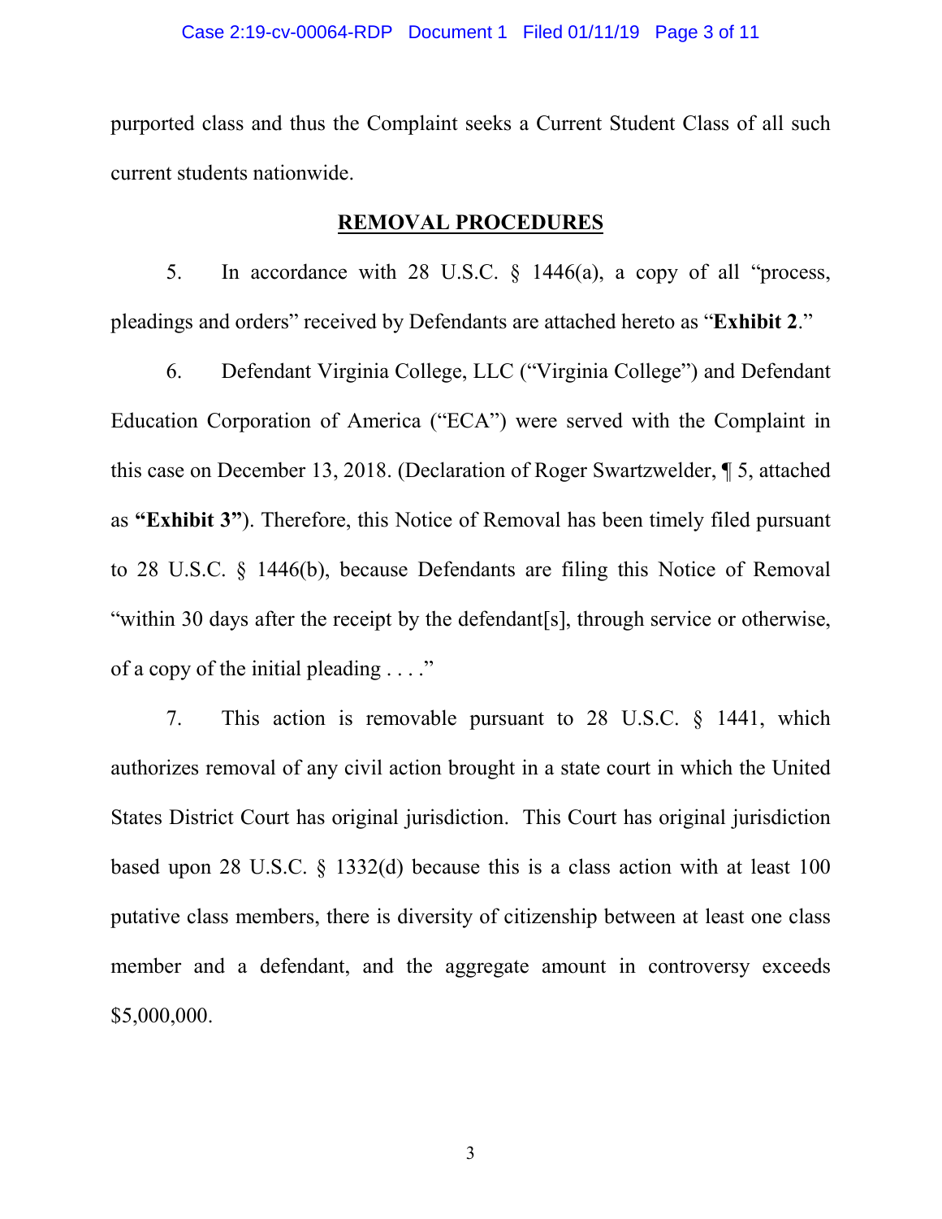purported class and thus the Complaint seeks a Current Student Class of all such current students nationwide.

## REMOVAL PROCEDURES

5. In accordance with 28 U.S.C. § 1446(a), a copy of all "process, pleadings and orders" received by Defendants are attached hereto as "**Exhibit 2**."

6. Defendant Virginia College, LLC ("Virginia College") and Defendant Education Corporation of America ("ECA") were served with the Complaint in this case on December 13, 2018. (Declaration of Roger Swartzwelder, ¶ 5, attached as **"Exhibit 3"**). Therefore, this Notice of Removal has been timely filed pursuant to 28 U.S.C. § 1446(b), because Defendants are filing this Notice of Removal "within 30 days after the receipt by the defendant[s], through service or otherwise, of a copy of the initial pleading . . . ."

7. This action is removable pursuant to 28 U.S.C. § 1441, which authorizes removal of any civil action brought in a state court in which the United States District Court has original jurisdiction. This Court has original jurisdiction based upon 28 U.S.C. § 1332(d) because this is a class action with at least 100 putative class members, there is diversity of citizenship between at least one class member and a defendant, and the aggregate amount in controversy exceeds $5,000,000.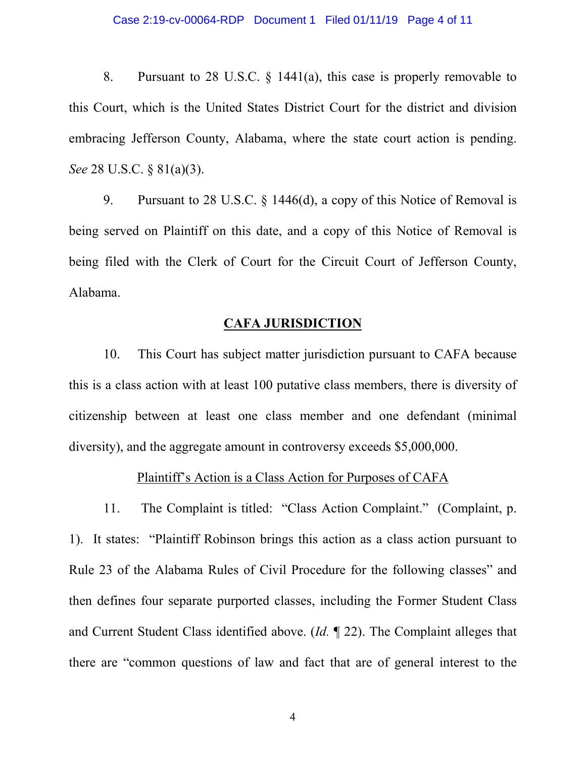8. Pursuant to 28 U.S.C. § 1441(a), this case is properly removable to this Court, which is the United States District Court for the district and division embracing Jefferson County, Alabama, where the state court action is pending. *See* 28 U.S.C. § 81(a)(3).

9. Pursuant to 28 U.S.C. § 1446(d), a copy of this Notice of Removal is being served on Plaintiff on this date, and a copy of this Notice of Removal is being filed with the Clerk of Court for the Circuit Court of Jefferson County, Alabama.

## **CAFA JURISDICTION**

10. This Court has subject matter jurisdiction pursuant to CAFA because this is a class action with at least 100 putative class members, there is diversity of citizenship between at least one class member and one defendant (minimal diversity), and the aggregate amount in controversy exceeds $5,000,000.

### Plaintiff's Action is a Class Action for Purposes of CAFA

11. The Complaint is titled: "Class Action Complaint." (Complaint, p. 1). It states: "Plaintiff Robinson brings this action as a class action pursuant to Rule 23 of the Alabama Rules of Civil Procedure for the following classes" and then defines four separate purported classes, including the Former Student Class and Current Student Class identified above. (*Id.* ¶ 22). The Complaint alleges that there are "common questions of law and fact that are of general interest to the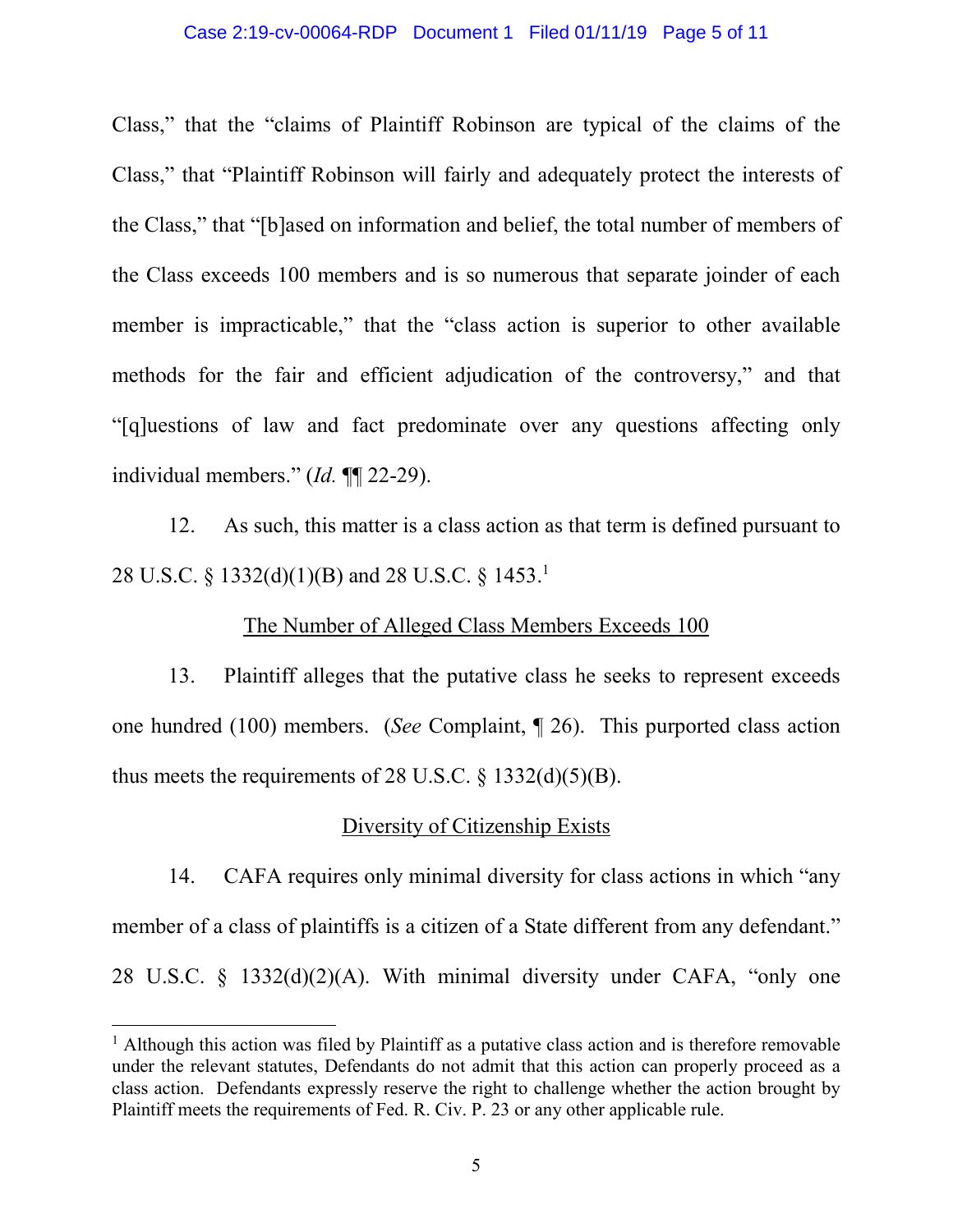Class," that the "claims of Plaintiff Robinson are typical of the claims of the Class," that "Plaintiff Robinson will fairly and adequately protect the interests of the Class," that "[b]ased on information and belief, the total number of members of the Class exceeds 100 members and is so numerous that separate joinder of each member is impracticable," that the "class action is superior to other available methods for the fair and efficient adjudication of the controversy," and that "[q]uestions of law and fact predominate over any questions affecting only individual members." (*Id.* ¶¶ 22-29).

12. As such, this matter is a class action as that term is defined pursuant to 28 U.S.C. § 1332(d)(1)(B) and 28 U.S.C. § 1453.[1]

<u>The Number of Alleged Class Members Exceeds 100</u>

13. Plaintiff alleges that the putative class he seeks to represent exceeds one hundred (100) members. (*See* Complaint, ¶ 26). This purported class action thus meets the requirements of 28 U.S.C. § 1332(d)(5)(B).

<u>Diversity of Citizenship Exists</u>

14. CAFA requires only minimal diversity for class actions in which "any member of a class of plaintiffs is a citizen of a State different from any defendant." 28 U.S.C. § 1332(d)(2)(A). With minimal diversity under CAFA, "only one

---

[1] Although this action was filed by Plaintiff as a putative class action and is therefore removable under the relevant statutes, Defendants do not admit that this action can properly proceed as a class action. Defendants expressly reserve the right to challenge whether the action brought by Plaintiff meets the requirements of Fed. R. Civ. P. 23 or any other applicable rule.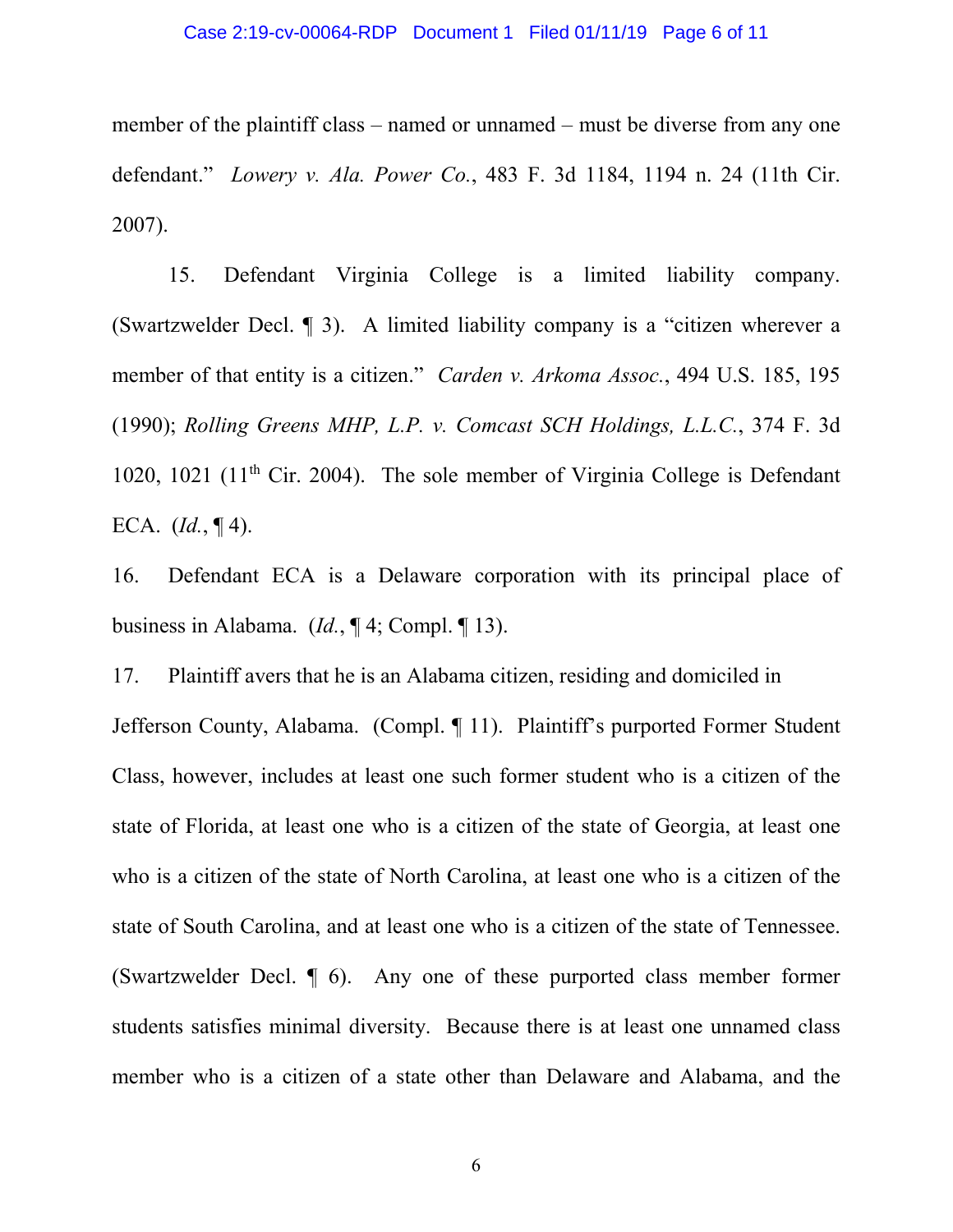member of the plaintiff class – named or unnamed – must be diverse from any one defendant." *Lowery v. Ala. Power Co.*, 483 F. 3d 1184, 1194 n. 24 (11th Cir. 2007).

15. Defendant Virginia College is a limited liability company. (Swartzwelder Decl. ¶ 3). A limited liability company is a "citizen wherever a member of that entity is a citizen." *Carden v. Arkoma Assoc.*, 494 U.S. 185, 195 (1990); *Rolling Greens MHP, L.P. v. Comcast SCH Holdings, L.L.C.*, 374 F. 3d 1020, 1021 (11th Cir. 2004). The sole member of Virginia College is Defendant ECA. (*Id.*, ¶ 4).

16. Defendant ECA is a Delaware corporation with its principal place of business in Alabama. (*Id.*, ¶ 4; Compl. ¶ 13).

17. Plaintiff avers that he is an Alabama citizen, residing and domiciled in Jefferson County, Alabama. (Compl. ¶ 11). Plaintiff's purported Former Student Class, however, includes at least one such former student who is a citizen of the state of Florida, at least one who is a citizen of the state of Georgia, at least one who is a citizen of the state of North Carolina, at least one who is a citizen of the state of South Carolina, and at least one who is a citizen of the state of Tennessee. (Swartzwelder Decl. ¶ 6). Any one of these purported class member former students satisfies minimal diversity. Because there is at least one unnamed class member who is a citizen of a state other than Delaware and Alabama, and the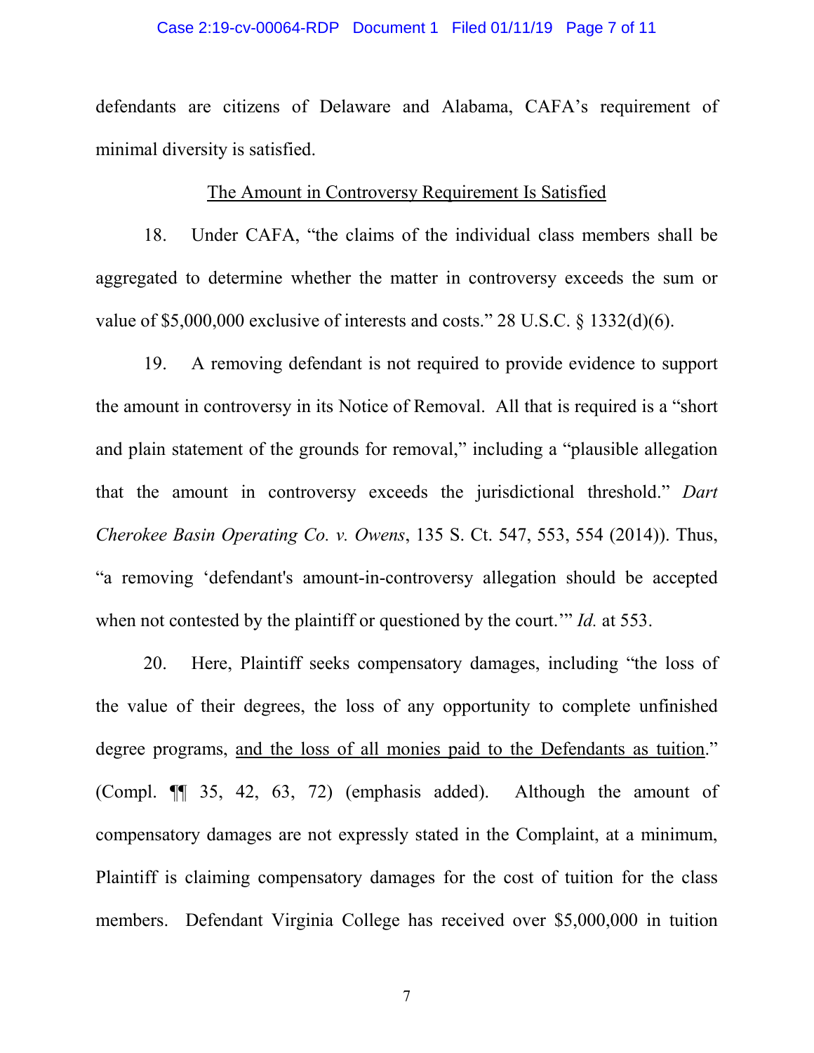defendants are citizens of Delaware and Alabama, CAFA's requirement of minimal diversity is satisfied.

<u>The Amount in Controversy Requirement Is Satisfied</u>

18. Under CAFA, "the claims of the individual class members shall be aggregated to determine whether the matter in controversy exceeds the sum or value of $5,000,000 exclusive of interests and costs." 28 U.S.C. § 1332(d)(6).

19. A removing defendant is not required to provide evidence to support the amount in controversy in its Notice of Removal. All that is required is a "short and plain statement of the grounds for removal," including a "plausible allegation that the amount in controversy exceeds the jurisdictional threshold." *Dart Cherokee Basin Operating Co. v. Owens*, 135 S. Ct. 547, 553, 554 (2014)). Thus, "a removing 'defendant's amount-in-controversy allegation should be accepted when not contested by the plaintiff or questioned by the court.'" *Id.* at 553.

20. Here, Plaintiff seeks compensatory damages, including "the loss of the value of their degrees, the loss of any opportunity to complete unfinished degree programs, <u>and the loss of all monies paid to the Defendants as tuition</u>." (Compl. ¶¶ 35, 42, 63, 72) (emphasis added). Although the amount of compensatory damages are not expressly stated in the Complaint, at a minimum, Plaintiff is claiming compensatory damages for the cost of tuition for the class members. Defendant Virginia College has received over $5,000,000 in tuition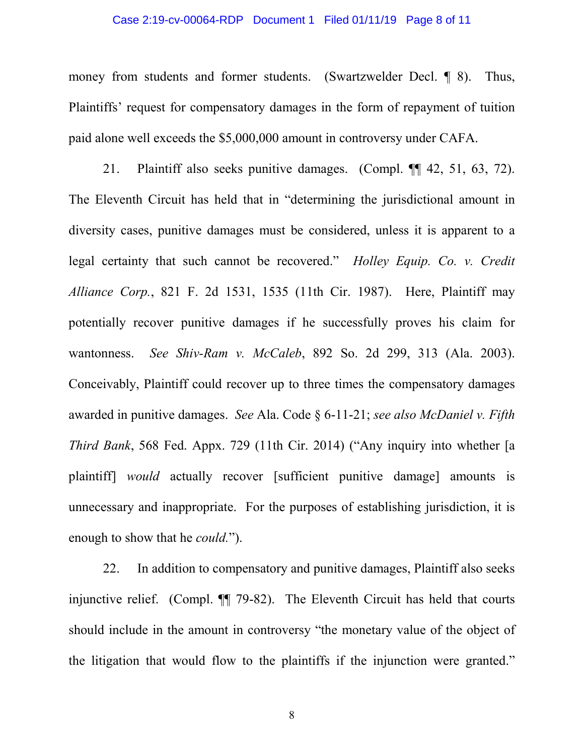money from students and former students. (Swartzwelder Decl. ¶ 8). Thus, Plaintiffs' request for compensatory damages in the form of repayment of tuition paid alone well exceeds the $5,000,000 amount in controversy under CAFA.

21. Plaintiff also seeks punitive damages. (Compl. ¶¶ 42, 51, 63, 72). The Eleventh Circuit has held that in "determining the jurisdictional amount in diversity cases, punitive damages must be considered, unless it is apparent to a legal certainty that such cannot be recovered." *Holley Equip. Co. v. Credit Alliance Corp.*, 821 F. 2d 1531, 1535 (11th Cir. 1987). Here, Plaintiff may potentially recover punitive damages if he successfully proves his claim for wantonness. *See Shiv-Ram v. McCaleb*, 892 So. 2d 299, 313 (Ala. 2003). Conceivably, Plaintiff could recover up to three times the compensatory damages awarded in punitive damages. *See* Ala. Code § 6-11-21; *see also McDaniel v. Fifth Third Bank*, 568 Fed. Appx. 729 (11th Cir. 2014) ("Any inquiry into whether [a plaintiff] *would* actually recover [sufficient punitive damage] amounts is unnecessary and inappropriate. For the purposes of establishing jurisdiction, it is enough to show that he *could*.").

22. In addition to compensatory and punitive damages, Plaintiff also seeks injunctive relief. (Compl. ¶¶ 79-82). The Eleventh Circuit has held that courts should include in the amount in controversy "the monetary value of the object of the litigation that would flow to the plaintiffs if the injunction were granted."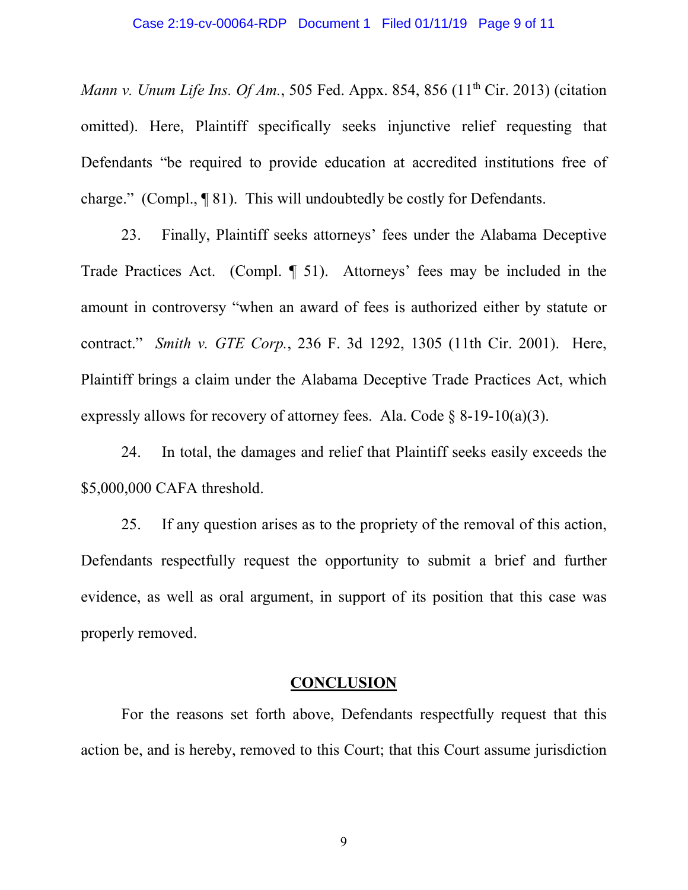*Mann v. Unum Life Ins. Of Am.*, 505 Fed. Appx. 854, 856 (11th Cir. 2013) (citation omitted). Here, Plaintiff specifically seeks injunctive relief requesting that Defendants "be required to provide education at accredited institutions free of charge." (Compl., ¶ 81). This will undoubtedly be costly for Defendants.

23. Finally, Plaintiff seeks attorneys' fees under the Alabama Deceptive Trade Practices Act. (Compl. ¶ 51). Attorneys' fees may be included in the amount in controversy "when an award of fees is authorized either by statute or contract." *Smith v. GTE Corp.*, 236 F. 3d 1292, 1305 (11th Cir. 2001). Here, Plaintiff brings a claim under the Alabama Deceptive Trade Practices Act, which expressly allows for recovery of attorney fees. Ala. Code § 8-19-10(a)(3).

24. In total, the damages and relief that Plaintiff seeks easily exceeds the $5,000,000 CAFA threshold.

25. If any question arises as to the propriety of the removal of this action, Defendants respectfully request the opportunity to submit a brief and further evidence, as well as oral argument, in support of its position that this case was properly removed.

## CONCLUSION

For the reasons set forth above, Defendants respectfully request that this action be, and is hereby, removed to this Court; that this Court assume jurisdiction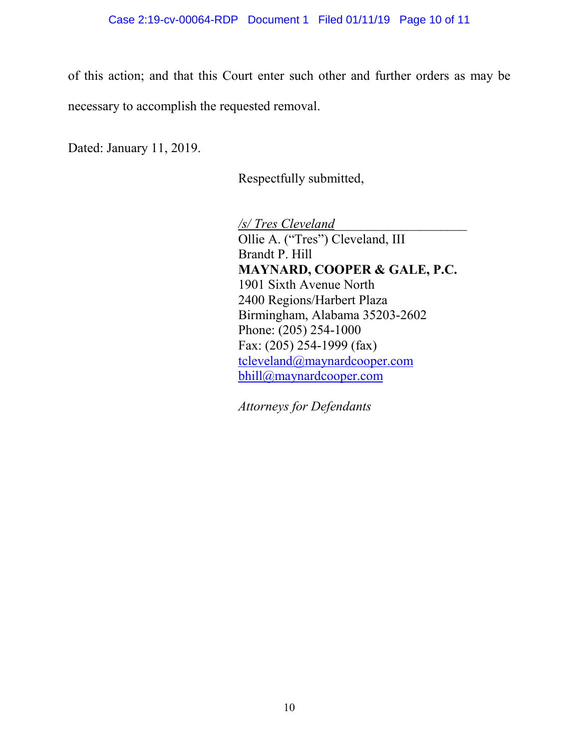of this action; and that this Court enter such other and further orders as may be necessary to accomplish the requested removal.

Dated: January 11, 2019.

Respectfully submitted,

*/s/ Tres Cleveland*
Ollie A. ("Tres") Cleveland, III
Brandt P. Hill
**MAYNARD, COOPER & GALE, P.C.**
1901 Sixth Avenue North
2400 Regions/Harbert Plaza
Birmingham, Alabama 35203-2602
Phone: (205) 254-1000
Fax: (205) 254-1999 (fax)
tcleveland@maynardcooper.com
bhill@maynardcooper.com

*Attorneys for Defendants*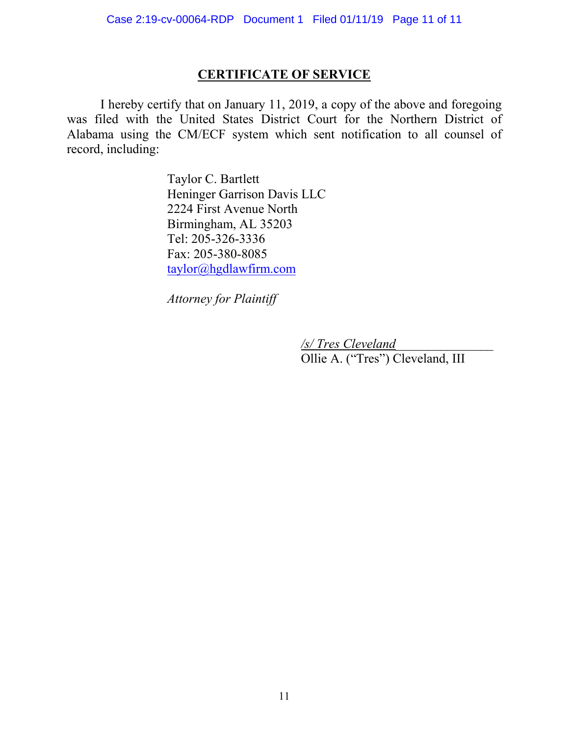## CERTIFICATE OF SERVICE

I hereby certify that on January 11, 2019, a copy of the above and foregoing was filed with the United States District Court for the Northern District of Alabama using the CM/ECF system which sent notification to all counsel of record, including:

Taylor C. Bartlett
Heninger Garrison Davis LLC
2224 First Avenue North
Birmingham, AL 35203
Tel: 205-326-3336
Fax: 205-380-8085
taylor@hgdlawfirm.com

*Attorney for Plaintiff*

*/s/ Tres Cleveland*
Ollie A. ("Tres") Cleveland, III